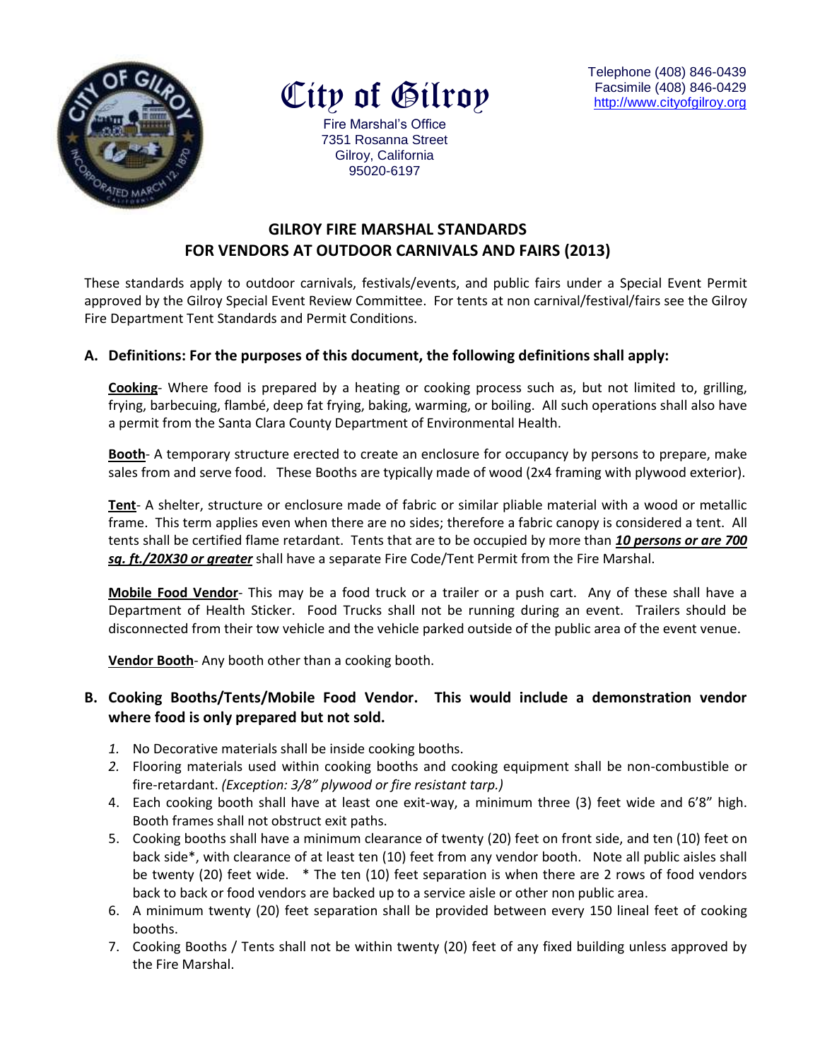City of Gilroy

Fire Marshal's Office
7351 Rosanna Street
Gilroy, California
95020-6197

Telephone (408) 846-0439
Facsimile (408) 846-0429
http://www.cityofgilroy.org

## GILROY FIRE MARSHAL STANDARDS FOR VENDORS AT OUTDOOR CARNIVALS AND FAIRS (2013)

These standards apply to outdoor carnivals, festivals/events, and public fairs under a Special Event Permit approved by the Gilroy Special Event Review Committee. For tents at non carnival/festival/fairs see the Gilroy Fire Department Tent Standards and Permit Conditions.

### A. Definitions: For the purposes of this document, the following definitions shall apply:

**Cooking**- Where food is prepared by a heating or cooking process such as, but not limited to, grilling, frying, barbecuing, flambé, deep fat frying, baking, warming, or boiling. All such operations shall also have a permit from the Santa Clara County Department of Environmental Health.

**Booth**- A temporary structure erected to create an enclosure for occupancy by persons to prepare, make sales from and serve food. These Booths are typically made of wood (2x4 framing with plywood exterior).

**Tent**- A shelter, structure or enclosure made of fabric or similar pliable material with a wood or metallic frame. This term applies even when there are no sides; therefore a fabric canopy is considered a tent. All tents shall be certified flame retardant. Tents that are to be occupied by more than ***10 persons or are 700 sq. ft./20X30 or greater*** shall have a separate Fire Code/Tent Permit from the Fire Marshal.

**Mobile Food Vendor**- This may be a food truck or a trailer or a push cart. Any of these shall have a Department of Health Sticker. Food Trucks shall not be running during an event. Trailers should be disconnected from their tow vehicle and the vehicle parked outside of the public area of the event venue.

**Vendor Booth**- Any booth other than a cooking booth.

### B. Cooking Booths/Tents/Mobile Food Vendor. This would include a demonstration vendor where food is only prepared but not sold.

1. No Decorative materials shall be inside cooking booths.
2. Flooring materials used within cooking booths and cooking equipment shall be non-combustible or fire-retardant. *(Exception: 3/8" plywood or fire resistant tarp.)*
4. Each cooking booth shall have at least one exit-way, a minimum three (3) feet wide and 6'8" high. Booth frames shall not obstruct exit paths.
5. Cooking booths shall have a minimum clearance of twenty (20) feet on front side, and ten (10) feet on back side*, with clearance of at least ten (10) feet from any vendor booth. Note all public aisles shall be twenty (20) feet wide. * The ten (10) feet separation is when there are 2 rows of food vendors back to back or food vendors are backed up to a service aisle or other non public area.
6. A minimum twenty (20) feet separation shall be provided between every 150 lineal feet of cooking booths.
7. Cooking Booths / Tents shall not be within twenty (20) feet of any fixed building unless approved by the Fire Marshal.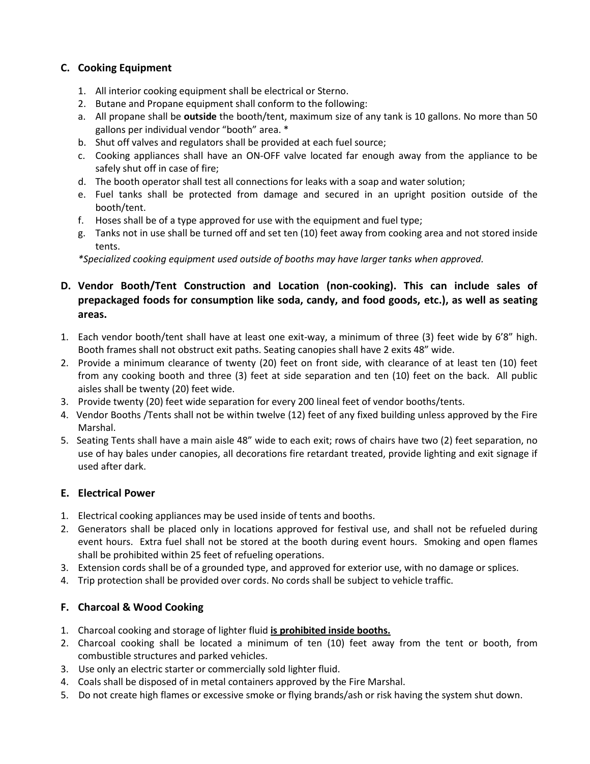### C. Cooking Equipment

1. All interior cooking equipment shall be electrical or Sterno.
2. Butane and Propane equipment shall conform to the following:
   a. All propane shall be **outside** the booth/tent, maximum size of any tank is 10 gallons. No more than 50 gallons per individual vendor "booth" area. *
   b. Shut off valves and regulators shall be provided at each fuel source;
   c. Cooking appliances shall have an ON-OFF valve located far enough away from the appliance to be safely shut off in case of fire;
   d. The booth operator shall test all connections for leaks with a soap and water solution;
   e. Fuel tanks shall be protected from damage and secured in an upright position outside of the booth/tent.
   f. Hoses shall be of a type approved for use with the equipment and fuel type;
   g. Tanks not in use shall be turned off and set ten (10) feet away from cooking area and not stored inside tents.

*\*Specialized cooking equipment used outside of booths may have larger tanks when approved.*

### D. Vendor Booth/Tent Construction and Location (non-cooking). This can include sales of prepackaged foods for consumption like soda, candy, and food goods, etc.), as well as seating areas.

1. Each vendor booth/tent shall have at least one exit-way, a minimum of three (3) feet wide by 6'8" high. Booth frames shall not obstruct exit paths. Seating canopies shall have 2 exits 48" wide.
2. Provide a minimum clearance of twenty (20) feet on front side, with clearance of at least ten (10) feet from any cooking booth and three (3) feet at side separation and ten (10) feet on the back. All public aisles shall be twenty (20) feet wide.
3. Provide twenty (20) feet wide separation for every 200 lineal feet of vendor booths/tents.
4. Vendor Booths /Tents shall not be within twelve (12) feet of any fixed building unless approved by the Fire Marshal.
5. Seating Tents shall have a main aisle 48" wide to each exit; rows of chairs have two (2) feet separation, no use of hay bales under canopies, all decorations fire retardant treated, provide lighting and exit signage if used after dark.

### E. Electrical Power

1. Electrical cooking appliances may be used inside of tents and booths.
2. Generators shall be placed only in locations approved for festival use, and shall not be refueled during event hours. Extra fuel shall not be stored at the booth during event hours. Smoking and open flames shall be prohibited within 25 feet of refueling operations.
3. Extension cords shall be of a grounded type, and approved for exterior use, with no damage or splices.
4. Trip protection shall be provided over cords. No cords shall be subject to vehicle traffic.

### F. Charcoal & Wood Cooking

1. Charcoal cooking and storage of lighter fluid **is prohibited inside booths.**
2. Charcoal cooking shall be located a minimum of ten (10) feet away from the tent or booth, from combustible structures and parked vehicles.
3. Use only an electric starter or commercially sold lighter fluid.
4. Coals shall be disposed of in metal containers approved by the Fire Marshal.
5. Do not create high flames or excessive smoke or flying brands/ash or risk having the system shut down.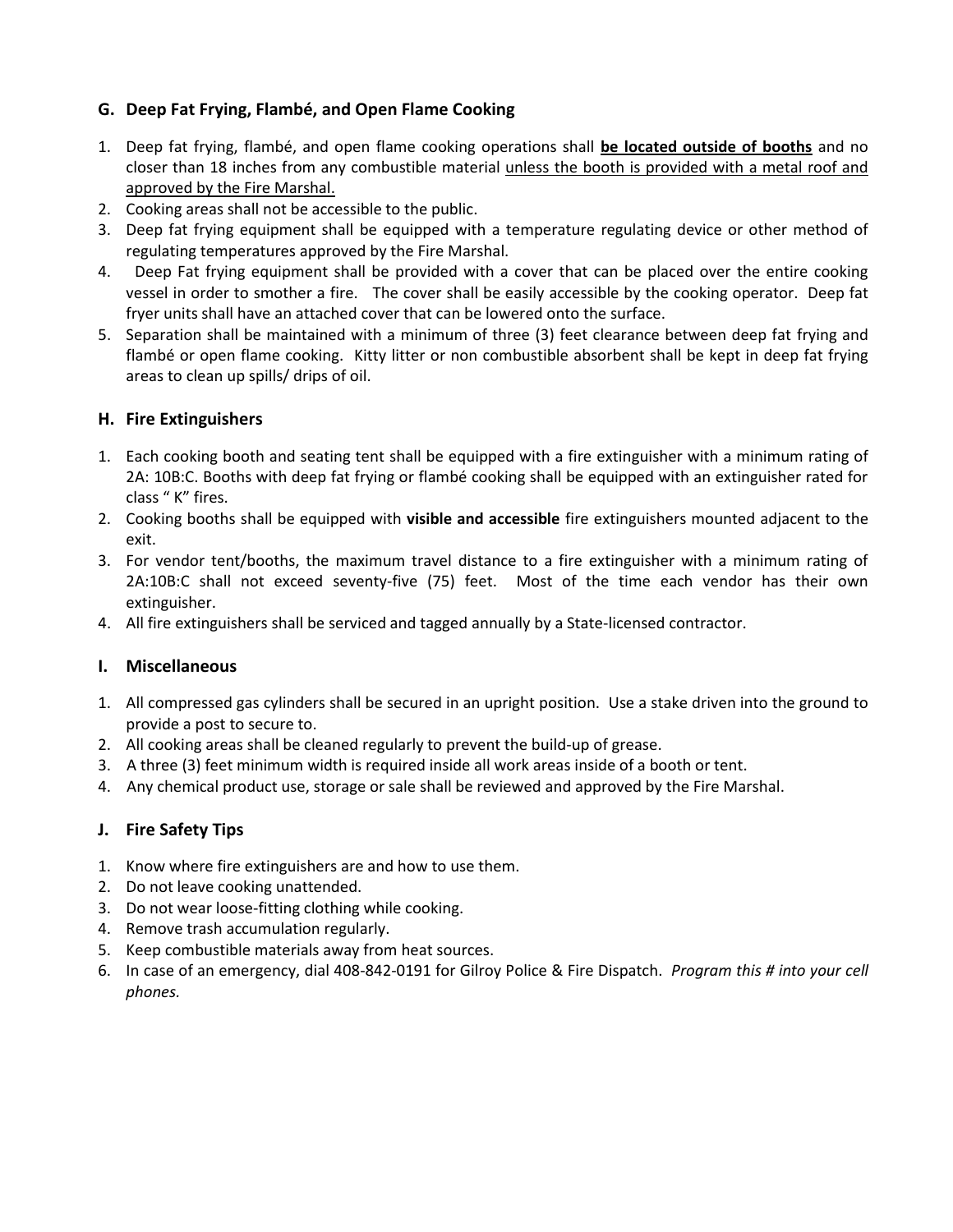## G. Deep Fat Frying, Flambé, and Open Flame Cooking

1. Deep fat frying, flambé, and open flame cooking operations shall **be located outside of booths** and no closer than 18 inches from any combustible material unless the booth is provided with a metal roof and approved by the Fire Marshal.
2. Cooking areas shall not be accessible to the public.
3. Deep fat frying equipment shall be equipped with a temperature regulating device or other method of regulating temperatures approved by the Fire Marshal.
4. Deep Fat frying equipment shall be provided with a cover that can be placed over the entire cooking vessel in order to smother a fire. The cover shall be easily accessible by the cooking operator. Deep fat fryer units shall have an attached cover that can be lowered onto the surface.
5. Separation shall be maintained with a minimum of three (3) feet clearance between deep fat frying and flambé or open flame cooking. Kitty litter or non combustible absorbent shall be kept in deep fat frying areas to clean up spills/ drips of oil.

## H. Fire Extinguishers

1. Each cooking booth and seating tent shall be equipped with a fire extinguisher with a minimum rating of 2A: 10B:C. Booths with deep fat frying or flambé cooking shall be equipped with an extinguisher rated for class " K" fires.
2. Cooking booths shall be equipped with **visible and accessible** fire extinguishers mounted adjacent to the exit.
3. For vendor tent/booths, the maximum travel distance to a fire extinguisher with a minimum rating of 2A:10B:C shall not exceed seventy-five (75) feet. Most of the time each vendor has their own extinguisher.
4. All fire extinguishers shall be serviced and tagged annually by a State-licensed contractor.

## I. Miscellaneous

1. All compressed gas cylinders shall be secured in an upright position. Use a stake driven into the ground to provide a post to secure to.
2. All cooking areas shall be cleaned regularly to prevent the build-up of grease.
3. A three (3) feet minimum width is required inside all work areas inside of a booth or tent.
4. Any chemical product use, storage or sale shall be reviewed and approved by the Fire Marshal.

## J. Fire Safety Tips

1. Know where fire extinguishers are and how to use them.
2. Do not leave cooking unattended.
3. Do not wear loose-fitting clothing while cooking.
4. Remove trash accumulation regularly.
5. Keep combustible materials away from heat sources.
6. In case of an emergency, dial 408-842-0191 for Gilroy Police & Fire Dispatch. *Program this # into your cell phones.*